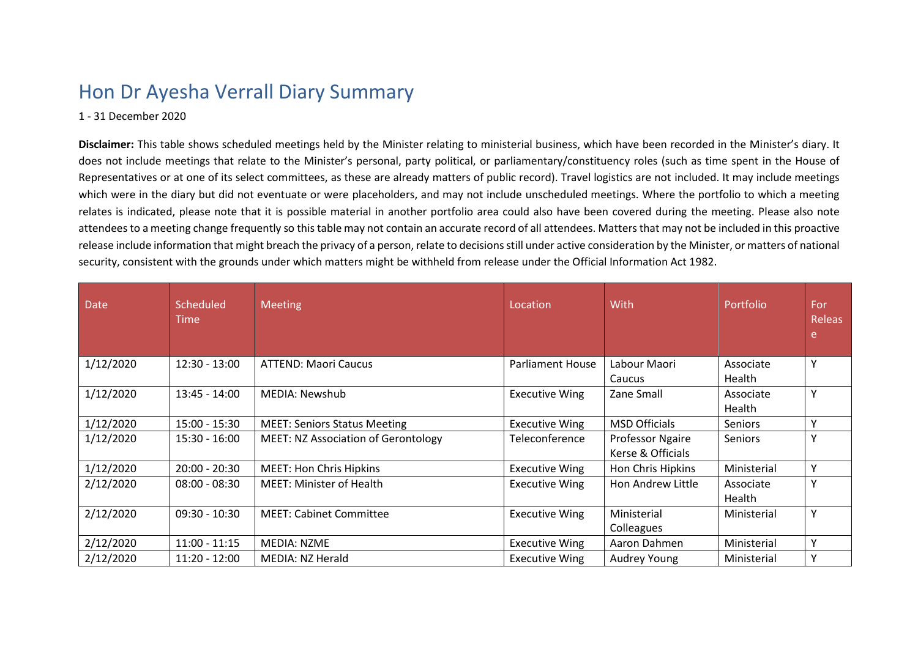# Hon Dr Ayesha Verrall Diary Summary

1 - 31 December 2020

**Disclaimer:** This table shows scheduled meetings held by the Minister relating to ministerial business, which have been recorded in the Minister's diary. It does not include meetings that relate to the Minister's personal, party political, or parliamentary/constituency roles (such as time spent in the House of Representatives or at one of its select committees, as these are already matters of public record). Travel logistics are not included. It may include meetings which were in the diary but did not eventuate or were placeholders, and may not include unscheduled meetings. Where the portfolio to which a meeting relates is indicated, please note that it is possible material in another portfolio area could also have been covered during the meeting. Please also note attendees to a meeting change frequently so this table may not contain an accurate record of all attendees. Matters that may not be included in this proactive release include information that might breach the privacy of a person, relate to decisions still under active consideration by the Minister, or matters of national security, consistent with the grounds under which matters might be withheld from release under the Official Information Act 1982.

| Date | Scheduled Time | Meeting | Location | With | Portfolio | For Release |
|---|---|---|---|---|---|---|
| 1/12/2020 | 12:30 - 13:00 | ATTEND: Maori Caucus | Parliament House | Labour Maori Caucus | Associate Health | Y |
| 1/12/2020 | 13:45 - 14:00 | MEDIA: Newshub | Executive Wing | Zane Small | Associate Health | Y |
| 1/12/2020 | 15:00 - 15:30 | MEET: Seniors Status Meeting | Executive Wing | MSD Officials | Seniors | Y |
| 1/12/2020 | 15:30 - 16:00 | MEET: NZ Association of Gerontology | Teleconference | Professor Ngaire Kerse & Officials | Seniors | Y |
| 1/12/2020 | 20:00 - 20:30 | MEET: Hon Chris Hipkins | Executive Wing | Hon Chris Hipkins | Ministerial | Y |
| 2/12/2020 | 08:00 - 08:30 | MEET: Minister of Health | Executive Wing | Hon Andrew Little | Associate Health | Y |
| 2/12/2020 | 09:30 - 10:30 | MEET: Cabinet Committee | Executive Wing | Ministerial Colleagues | Ministerial | Y |
| 2/12/2020 | 11:00 - 11:15 | MEDIA: NZME | Executive Wing | Aaron Dahmen | Ministerial | Y |
| 2/12/2020 | 11:20 - 12:00 | MEDIA: NZ Herald | Executive Wing | Audrey Young | Ministerial | Y |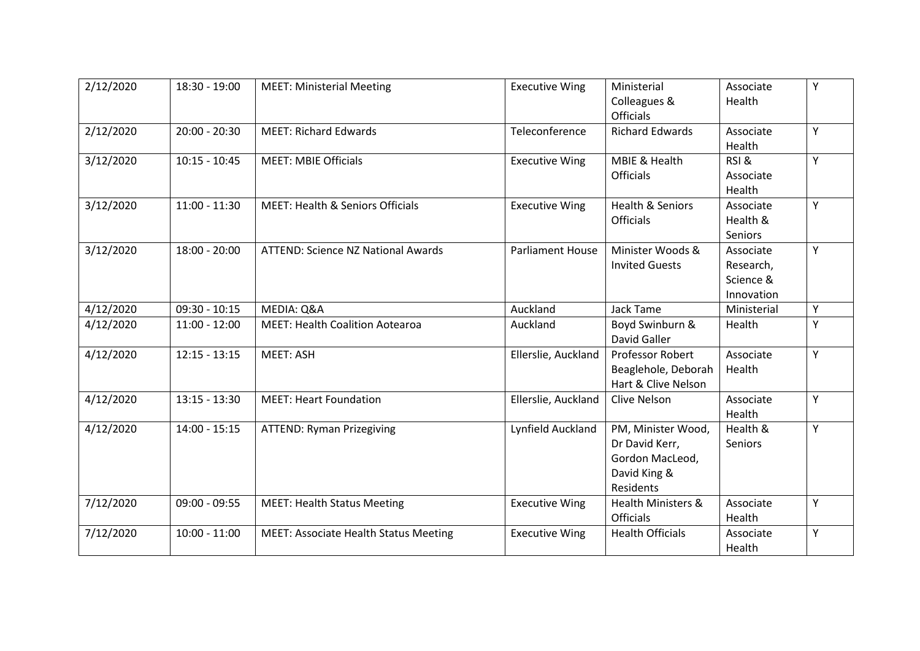| | | | | | | |
|---|---|---|---|---|---|---|
| 2/12/2020 | 18:30 - 19:00 | MEET: Ministerial Meeting | Executive Wing | Ministerial Colleagues & Officials | Associate Health | Y |
| 2/12/2020 | 20:00 - 20:30 | MEET: Richard Edwards | Teleconference | Richard Edwards | Associate Health | Y |
| 3/12/2020 | 10:15 - 10:45 | MEET: MBIE Officials | Executive Wing | MBIE & Health Officials | RSI & Associate Health | Y |
| 3/12/2020 | 11:00 - 11:30 | MEET: Health & Seniors Officials | Executive Wing | Health & Seniors Officials | Associate Health & Seniors | Y |
| 3/12/2020 | 18:00 - 20:00 | ATTEND: Science NZ National Awards | Parliament House | Minister Woods & Invited Guests | Associate Research, Science & Innovation | Y |
| 4/12/2020 | 09:30 - 10:15 | MEDIA: Q&A | Auckland | Jack Tame | Ministerial | Y |
| 4/12/2020 | 11:00 - 12:00 | MEET: Health Coalition Aotearoa | Auckland | Boyd Swinburn & David Galler | Health | Y |
| 4/12/2020 | 12:15 - 13:15 | MEET: ASH | Ellerslie, Auckland | Professor Robert Beaglehole, Deborah Hart & Clive Nelson | Associate Health | Y |
| 4/12/2020 | 13:15 - 13:30 | MEET: Heart Foundation | Ellerslie, Auckland | Clive Nelson | Associate Health | Y |
| 4/12/2020 | 14:00 - 15:15 | ATTEND: Ryman Prizegiving | Lynfield Auckland | PM, Minister Wood, Dr David Kerr, Gordon MacLeod, David King & Residents | Health & Seniors | Y |
| 7/12/2020 | 09:00 - 09:55 | MEET: Health Status Meeting | Executive Wing | Health Ministers & Officials | Associate Health | Y |
| 7/12/2020 | 10:00 - 11:00 | MEET: Associate Health Status Meeting | Executive Wing | Health Officials | Associate Health | Y |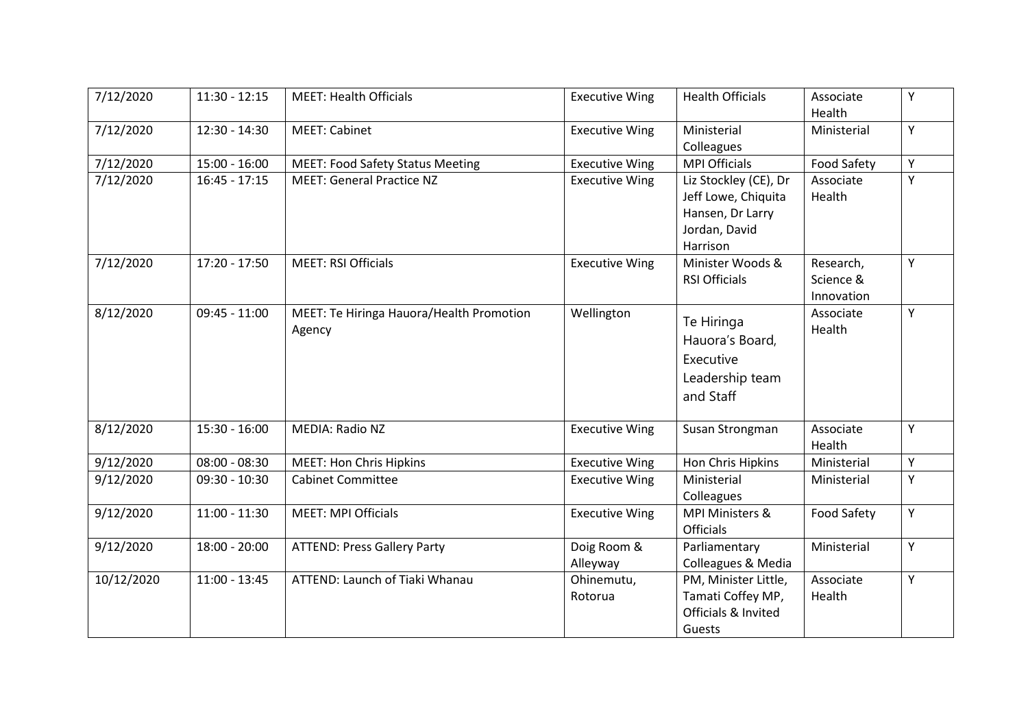| | | | | | | |
|---|---|---|---|---|---|---|
| 7/12/2020 | 11:30 - 12:15 | MEET: Health Officials | Executive Wing | Health Officials | Associate Health | Y |
| 7/12/2020 | 12:30 - 14:30 | MEET: Cabinet | Executive Wing | Ministerial Colleagues | Ministerial | Y |
| 7/12/2020 | 15:00 - 16:00 | MEET: Food Safety Status Meeting | Executive Wing | MPI Officials | Food Safety | Y |
| 7/12/2020 | 16:45 - 17:15 | MEET: General Practice NZ | Executive Wing | Liz Stockley (CE), Dr Jeff Lowe, Chiquita Hansen, Dr Larry Jordan, David Harrison | Associate Health | Y |
| 7/12/2020 | 17:20 - 17:50 | MEET: RSI Officials | Executive Wing | Minister Woods & RSI Officials | Research, Science & Innovation | Y |
| 8/12/2020 | 09:45 - 11:00 | MEET: Te Hiringa Hauora/Health Promotion Agency | Wellington | Te Hiringa Hauora's Board, Executive Leadership team and Staff | Associate Health | Y |
| 8/12/2020 | 15:30 - 16:00 | MEDIA: Radio NZ | Executive Wing | Susan Strongman | Associate Health | Y |
| 9/12/2020 | 08:00 - 08:30 | MEET: Hon Chris Hipkins | Executive Wing | Hon Chris Hipkins | Ministerial | Y |
| 9/12/2020 | 09:30 - 10:30 | Cabinet Committee | Executive Wing | Ministerial Colleagues | Ministerial | Y |
| 9/12/2020 | 11:00 - 11:30 | MEET: MPI Officials | Executive Wing | MPI Ministers & Officials | Food Safety | Y |
| 9/12/2020 | 18:00 - 20:00 | ATTEND: Press Gallery Party | Doig Room & Alleyway | Parliamentary Colleagues & Media | Ministerial | Y |
| 10/12/2020 | 11:00 - 13:45 | ATTEND: Launch of Tiaki Whanau | Ohinemutu, Rotorua | PM, Minister Little, Tamati Coffey MP, Officials & Invited Guests | Associate Health | Y |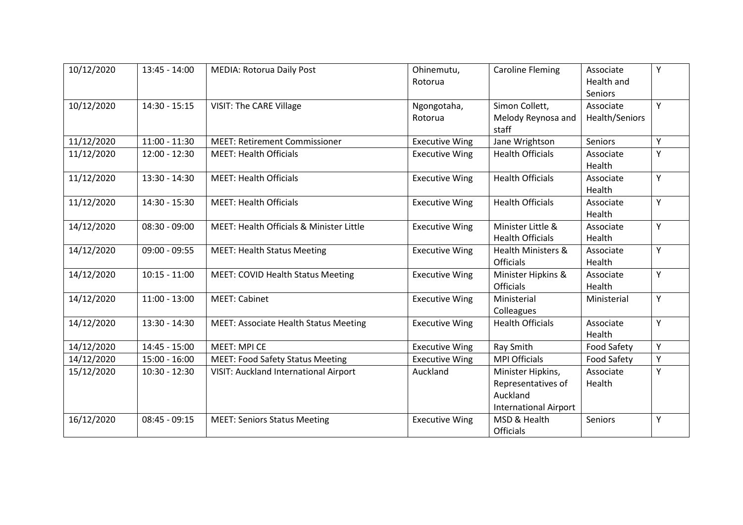| | | | | | | |
|---|---|---|---|---|---|---|
| 10/12/2020 | 13:45 - 14:00 | MEDIA: Rotorua Daily Post | Ohinemutu, Rotorua | Caroline Fleming | Associate Health and Seniors | Y |
| 10/12/2020 | 14:30 - 15:15 | VISIT: The CARE Village | Ngongotaha, Rotorua | Simon Collett, Melody Reynosa and staff | Associate Health/Seniors | Y |
| 11/12/2020 | 11:00 - 11:30 | MEET: Retirement Commissioner | Executive Wing | Jane Wrightson | Seniors | Y |
| 11/12/2020 | 12:00 - 12:30 | MEET: Health Officials | Executive Wing | Health Officials | Associate Health | Y |
| 11/12/2020 | 13:30 - 14:30 | MEET: Health Officials | Executive Wing | Health Officials | Associate Health | Y |
| 11/12/2020 | 14:30 - 15:30 | MEET: Health Officials | Executive Wing | Health Officials | Associate Health | Y |
| 14/12/2020 | 08:30 - 09:00 | MEET: Health Officials & Minister Little | Executive Wing | Minister Little & Health Officials | Associate Health | Y |
| 14/12/2020 | 09:00 - 09:55 | MEET: Health Status Meeting | Executive Wing | Health Ministers & Officials | Associate Health | Y |
| 14/12/2020 | 10:15 - 11:00 | MEET: COVID Health Status Meeting | Executive Wing | Minister Hipkins & Officials | Associate Health | Y |
| 14/12/2020 | 11:00 - 13:00 | MEET: Cabinet | Executive Wing | Ministerial Colleagues | Ministerial | Y |
| 14/12/2020 | 13:30 - 14:30 | MEET: Associate Health Status Meeting | Executive Wing | Health Officials | Associate Health | Y |
| 14/12/2020 | 14:45 - 15:00 | MEET: MPI CE | Executive Wing | Ray Smith | Food Safety | Y |
| 14/12/2020 | 15:00 - 16:00 | MEET: Food Safety Status Meeting | Executive Wing | MPI Officials | Food Safety | Y |
| 15/12/2020 | 10:30 - 12:30 | VISIT: Auckland International Airport | Auckland | Minister Hipkins, Representatives of Auckland International Airport | Associate Health | Y |
| 16/12/2020 | 08:45 - 09:15 | MEET: Seniors Status Meeting | Executive Wing | MSD & Health Officials | Seniors | Y |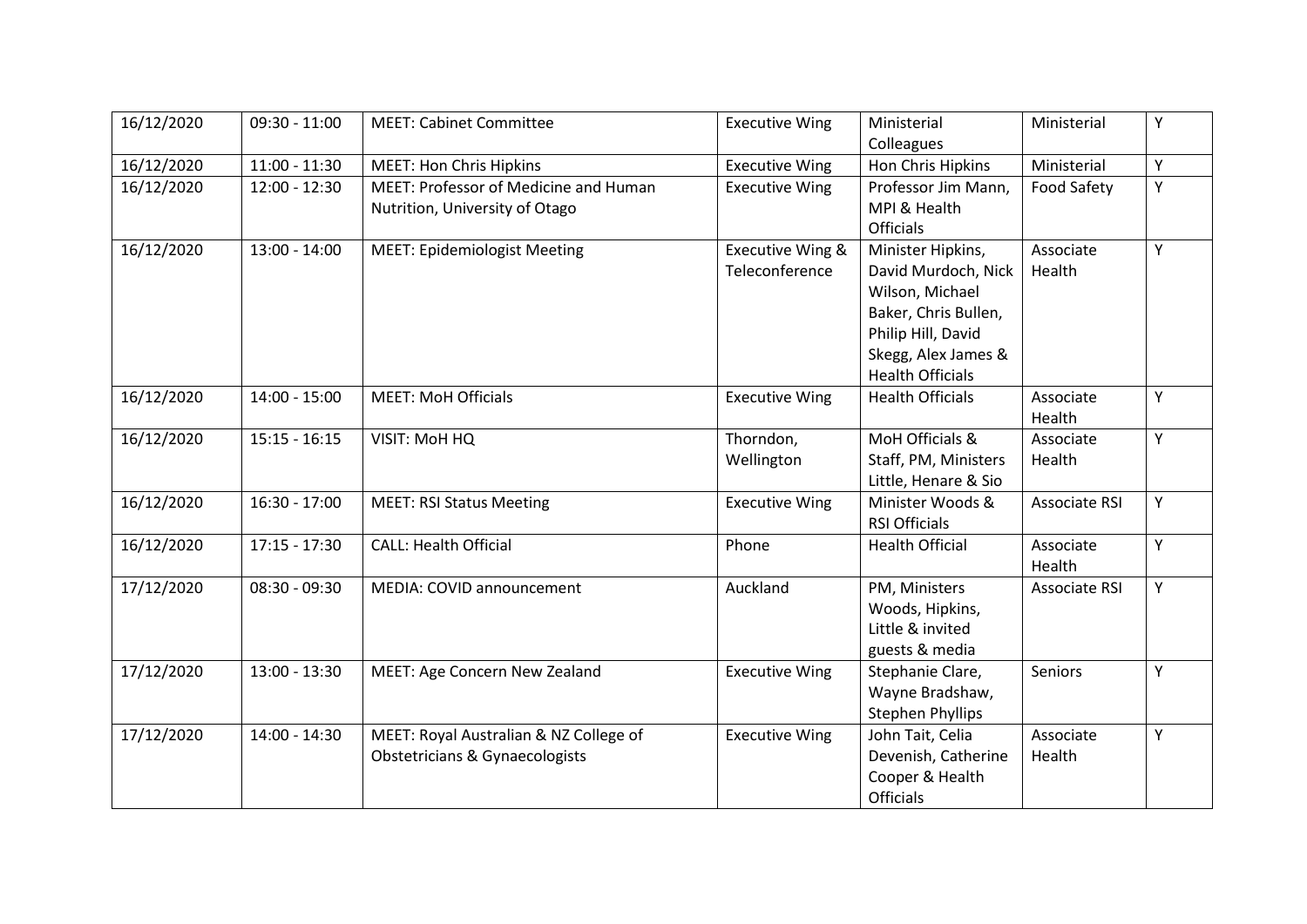| | | | | | | |
|---|---|---|---|---|---|---|
| 16/12/2020 | 09:30 - 11:00 | MEET: Cabinet Committee | Executive Wing | Ministerial Colleagues | Ministerial | Y |
| 16/12/2020 | 11:00 - 11:30 | MEET: Hon Chris Hipkins | Executive Wing | Hon Chris Hipkins | Ministerial | Y |
| 16/12/2020 | 12:00 - 12:30 | MEET: Professor of Medicine and Human Nutrition, University of Otago | Executive Wing | Professor Jim Mann, MPI & Health Officials | Food Safety | Y |
| 16/12/2020 | 13:00 - 14:00 | MEET: Epidemiologist Meeting | Executive Wing & Teleconference | Minister Hipkins, David Murdoch, Nick Wilson, Michael Baker, Chris Bullen, Philip Hill, David Skegg, Alex James & Health Officials | Associate Health | Y |
| 16/12/2020 | 14:00 - 15:00 | MEET: MoH Officials | Executive Wing | Health Officials | Associate Health | Y |
| 16/12/2020 | 15:15 - 16:15 | VISIT: MoH HQ | Thorndon, Wellington | MoH Officials & Staff, PM, Ministers Little, Henare & Sio | Associate Health | Y |
| 16/12/2020 | 16:30 - 17:00 | MEET: RSI Status Meeting | Executive Wing | Minister Woods & RSI Officials | Associate RSI | Y |
| 16/12/2020 | 17:15 - 17:30 | CALL: Health Official | Phone | Health Official | Associate Health | Y |
| 17/12/2020 | 08:30 - 09:30 | MEDIA: COVID announcement | Auckland | PM, Ministers Woods, Hipkins, Little & invited guests & media | Associate RSI | Y |
| 17/12/2020 | 13:00 - 13:30 | MEET: Age Concern New Zealand | Executive Wing | Stephanie Clare, Wayne Bradshaw, Stephen Phyllips | Seniors | Y |
| 17/12/2020 | 14:00 - 14:30 | MEET: Royal Australian & NZ College of Obstetricians & Gynaecologists | Executive Wing | John Tait, Celia Devenish, Catherine Cooper & Health Officials | Associate Health | Y |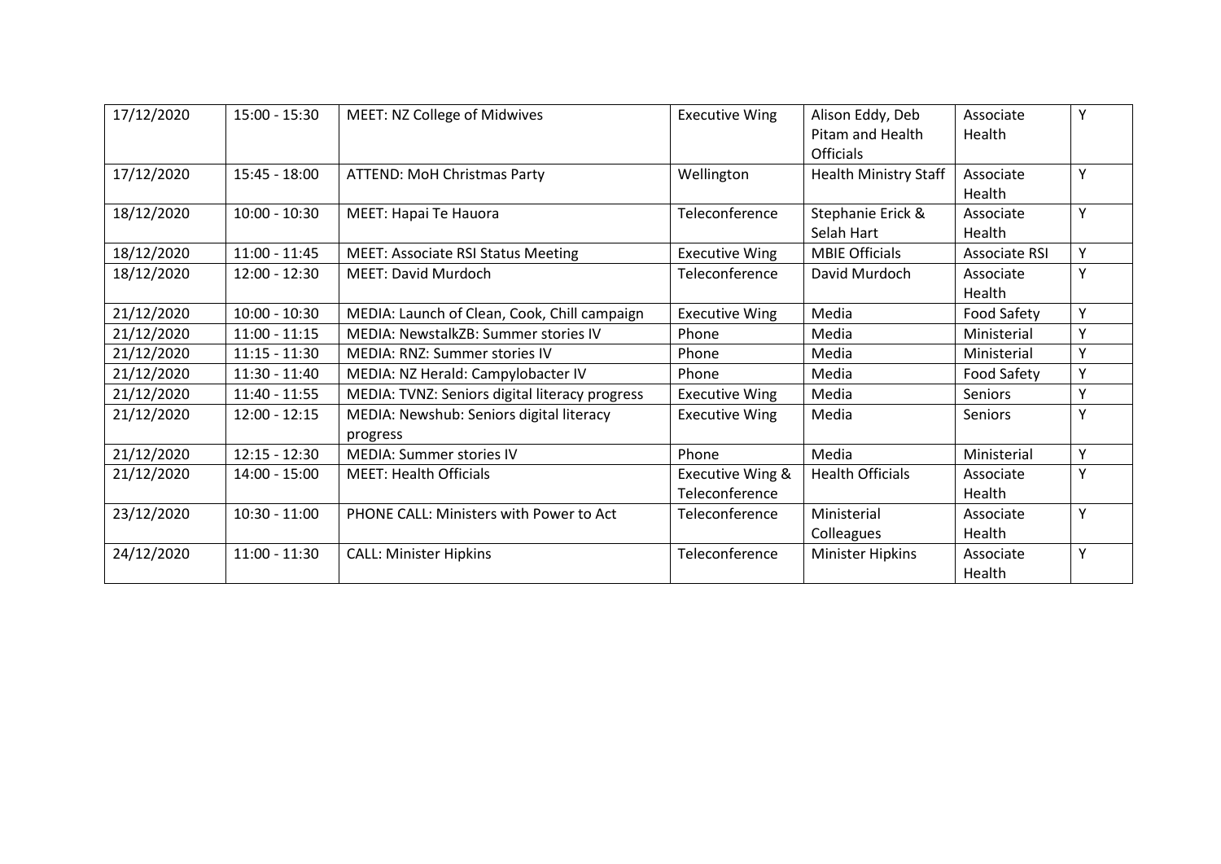| | | | | | | |
|---|---|---|---|---|---|---|
| 17/12/2020 | 15:00 - 15:30 | MEET: NZ College of Midwives | Executive Wing | Alison Eddy, Deb Pitam and Health Officials | Associate Health | Y |
| 17/12/2020 | 15:45 - 18:00 | ATTEND: MoH Christmas Party | Wellington | Health Ministry Staff | Associate Health | Y |
| 18/12/2020 | 10:00 - 10:30 | MEET: Hapai Te Hauora | Teleconference | Stephanie Erick & Selah Hart | Associate Health | Y |
| 18/12/2020 | 11:00 - 11:45 | MEET: Associate RSI Status Meeting | Executive Wing | MBIE Officials | Associate RSI | Y |
| 18/12/2020 | 12:00 - 12:30 | MEET: David Murdoch | Teleconference | David Murdoch | Associate Health | Y |
| 21/12/2020 | 10:00 - 10:30 | MEDIA: Launch of Clean, Cook, Chill campaign | Executive Wing | Media | Food Safety | Y |
| 21/12/2020 | 11:00 - 11:15 | MEDIA: NewstalkZB: Summer stories IV | Phone | Media | Ministerial | Y |
| 21/12/2020 | 11:15 - 11:30 | MEDIA: RNZ: Summer stories IV | Phone | Media | Ministerial | Y |
| 21/12/2020 | 11:30 - 11:40 | MEDIA: NZ Herald: Campylobacter IV | Phone | Media | Food Safety | Y |
| 21/12/2020 | 11:40 - 11:55 | MEDIA: TVNZ: Seniors digital literacy progress | Executive Wing | Media | Seniors | Y |
| 21/12/2020 | 12:00 - 12:15 | MEDIA: Newshub: Seniors digital literacy progress | Executive Wing | Media | Seniors | Y |
| 21/12/2020 | 12:15 - 12:30 | MEDIA: Summer stories IV | Phone | Media | Ministerial | Y |
| 21/12/2020 | 14:00 - 15:00 | MEET: Health Officials | Executive Wing & Teleconference | Health Officials | Associate Health | Y |
| 23/12/2020 | 10:30 - 11:00 | PHONE CALL: Ministers with Power to Act | Teleconference | Ministerial Colleagues | Associate Health | Y |
| 24/12/2020 | 11:00 - 11:30 | CALL: Minister Hipkins | Teleconference | Minister Hipkins | Associate Health | Y |